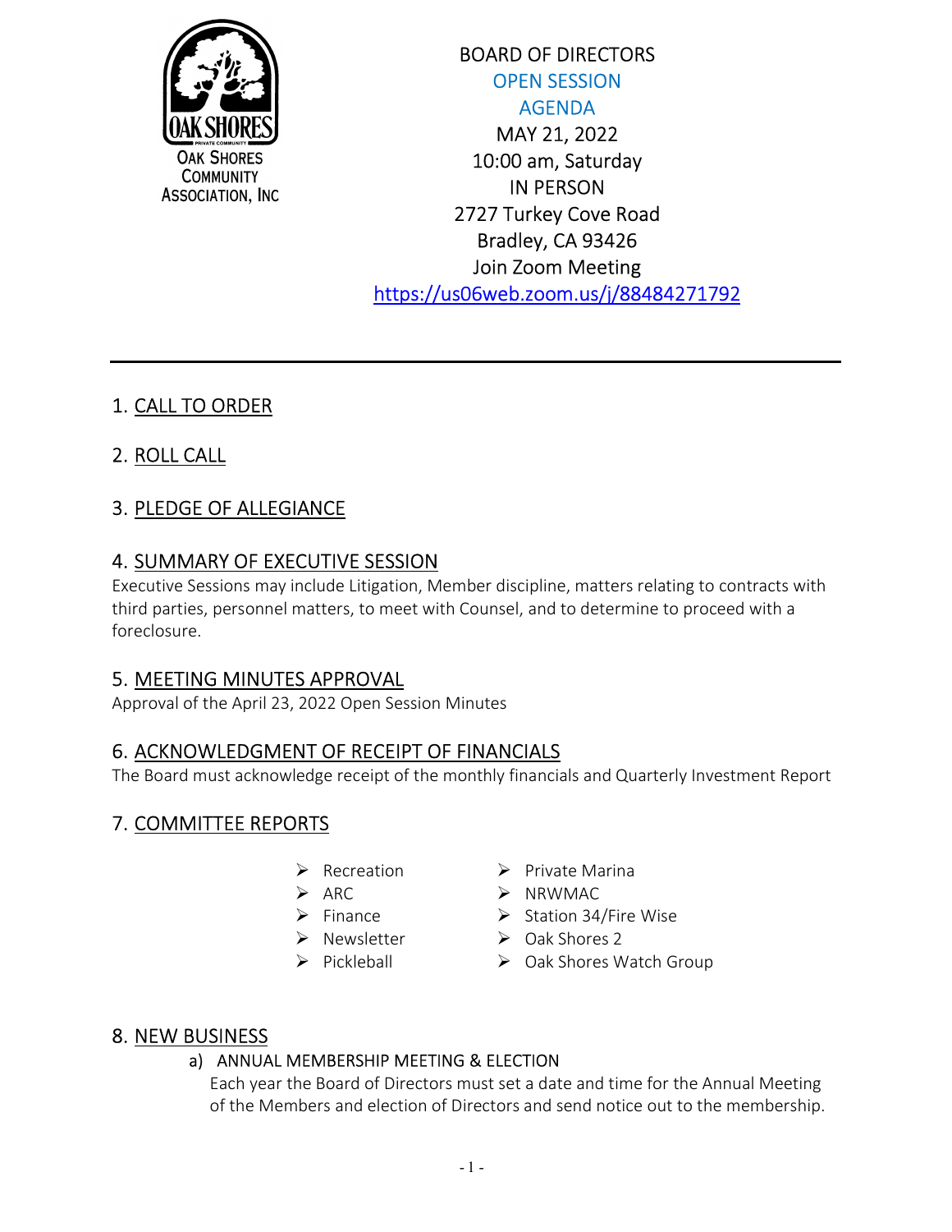OAK SHORES COMMUNITY ASSOCIATION, INC

BOARD OF DIRECTORS
OPEN SESSION
AGENDA
MAY 21, 2022
10:00 am, Saturday
IN PERSON
2727 Turkey Cove Road
Bradley, CA 93426
Join Zoom Meeting
https://us06web.zoom.us/j/88484271792

---

## 1. CALL TO ORDER

## 2. ROLL CALL

## 3. PLEDGE OF ALLEGIANCE

## 4. SUMMARY OF EXECUTIVE SESSION

Executive Sessions may include Litigation, Member discipline, matters relating to contracts with third parties, personnel matters, to meet with Counsel, and to determine to proceed with a foreclosure.

## 5. MEETING MINUTES APPROVAL

Approval of the April 23, 2022 Open Session Minutes

## 6. ACKNOWLEDGMENT OF RECEIPT OF FINANCIALS

The Board must acknowledge receipt of the monthly financials and Quarterly Investment Report

## 7. COMMITTEE REPORTS

- Recreation
- ARC
- Finance
- Newsletter
- Pickleball
- Private Marina
- NRWMAC
- Station 34/Fire Wise
- Oak Shores 2
- Oak Shores Watch Group

## 8. NEW BUSINESS

a) ANNUAL MEMBERSHIP MEETING & ELECTION

Each year the Board of Directors must set a date and time for the Annual Meeting of the Members and election of Directors and send notice out to the membership.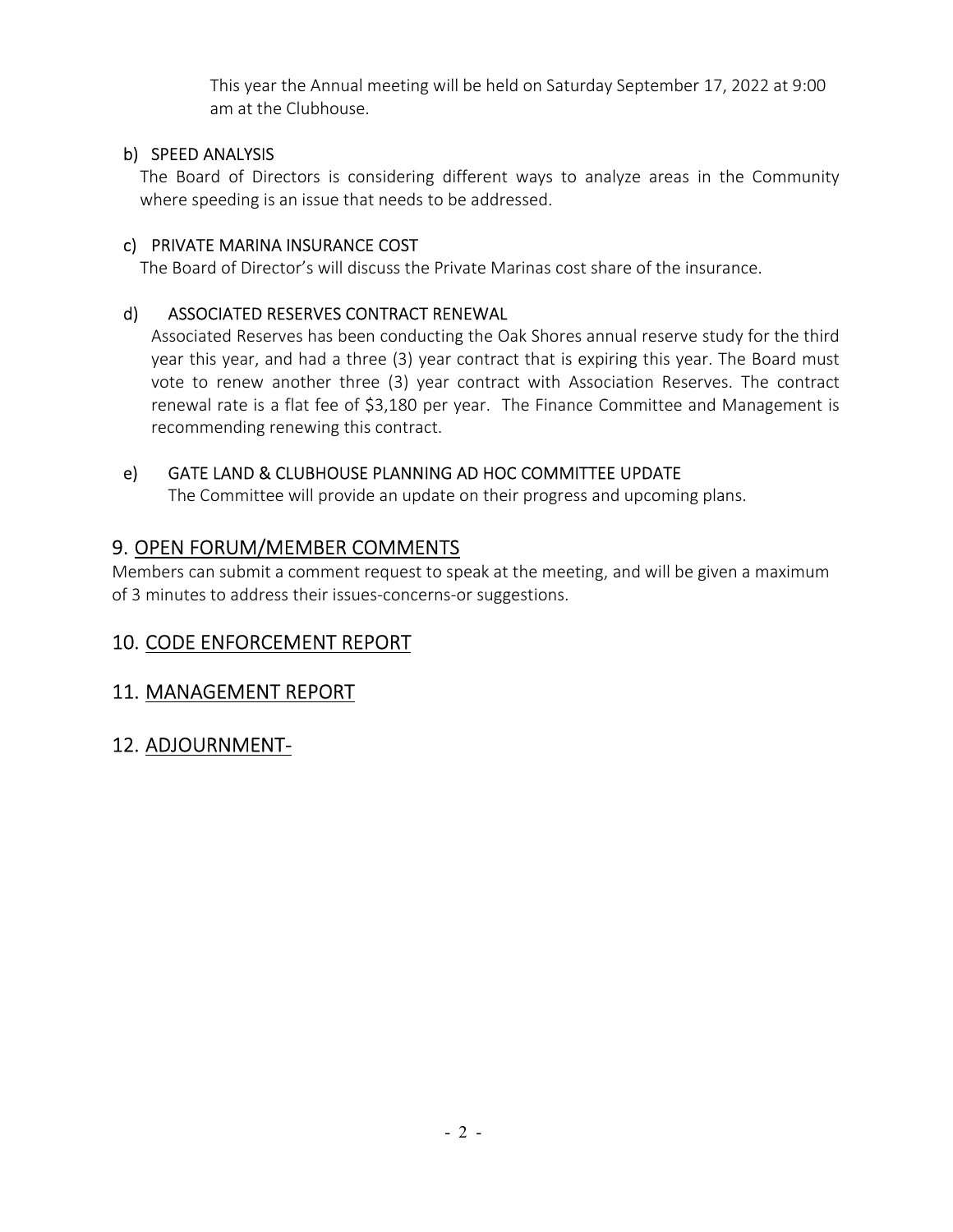This year the Annual meeting will be held on Saturday September 17, 2022 at 9:00 am at the Clubhouse.

b) SPEED ANALYSIS

The Board of Directors is considering different ways to analyze areas in the Community where speeding is an issue that needs to be addressed.

c) PRIVATE MARINA INSURANCE COST

The Board of Director's will discuss the Private Marinas cost share of the insurance.

d) ASSOCIATED RESERVES CONTRACT RENEWAL

Associated Reserves has been conducting the Oak Shores annual reserve study for the third year this year, and had a three (3) year contract that is expiring this year. The Board must vote to renew another three (3) year contract with Association Reserves. The contract renewal rate is a flat fee of $3,180 per year. The Finance Committee and Management is recommending renewing this contract.

e) GATE LAND & CLUBHOUSE PLANNING AD HOC COMMITTEE UPDATE

The Committee will provide an update on their progress and upcoming plans.

## 9. OPEN FORUM/MEMBER COMMENTS

Members can submit a comment request to speak at the meeting, and will be given a maximum of 3 minutes to address their issues-concerns-or suggestions.

## 10. CODE ENFORCEMENT REPORT

## 11. MANAGEMENT REPORT

## 12. ADJOURNMENT-